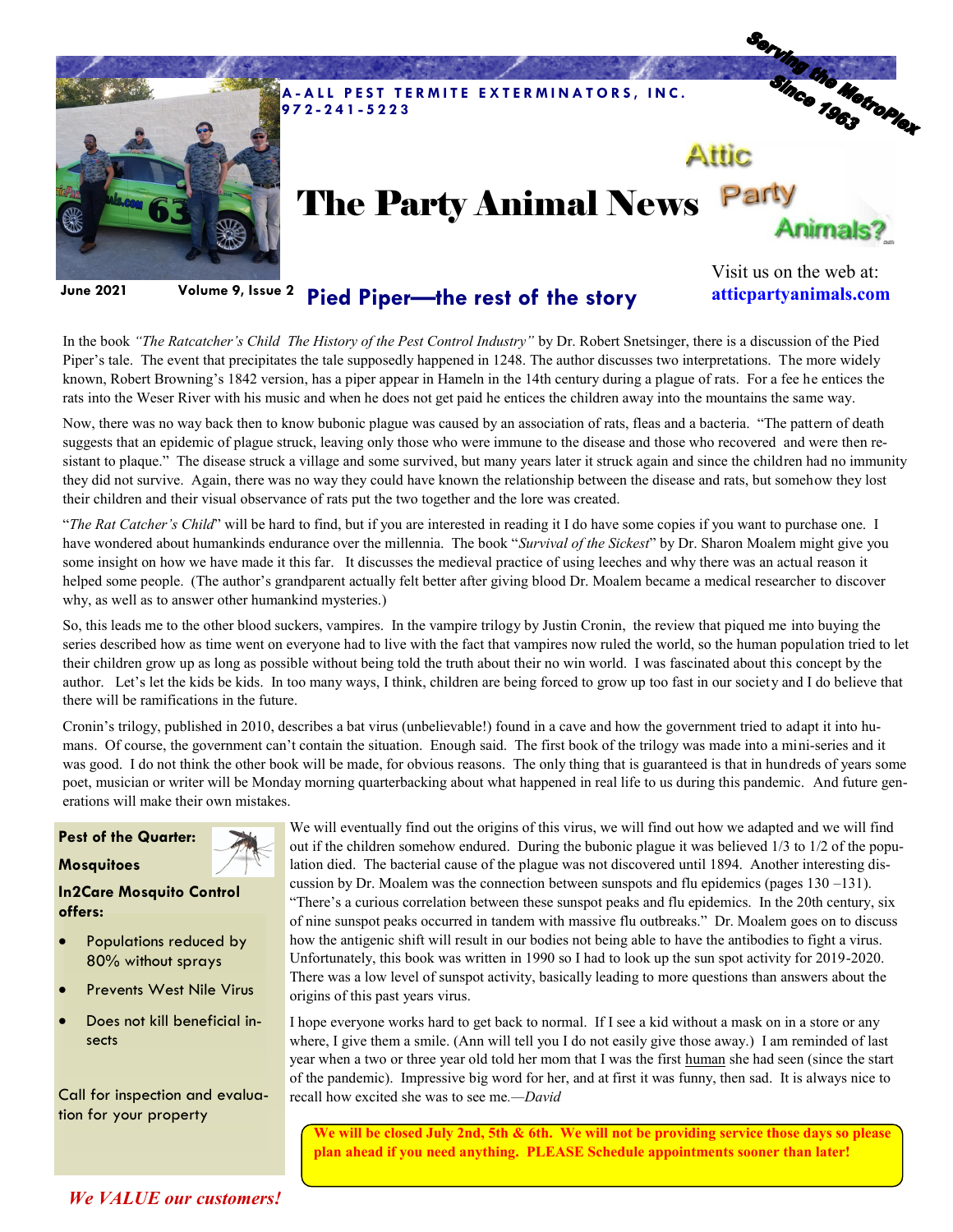**A-ALL PEST TERMITE EXTERMINATORS, INC.**
**972-241-5223**

Serving the MetroPlex Since 1963

# The Party Animal News

Attic Party Animals?

Visit us on the web at: **atticpartyanimals.com**

June 2021 Volume 9, Issue 2

## Pied Piper—the rest of the story

In the book *"The Ratcatcher's Child The History of the Pest Control Industry"* by Dr. Robert Snetsinger, there is a discussion of the Pied Piper's tale. The event that precipitates the tale supposedly happened in 1248. The author discusses two interpretations. The more widely known, Robert Browning's 1842 version, has a piper appear in Hameln in the 14th century during a plague of rats. For a fee he entices the rats into the Weser River with his music and when he does not get paid he entices the children away into the mountains the same way.

Now, there was no way back then to know bubonic plague was caused by an association of rats, fleas and a bacteria. "The pattern of death suggests that an epidemic of plague struck, leaving only those who were immune to the disease and those who recovered and were then resistant to plaque." The disease struck a village and some survived, but many years later it struck again and since the children had no immunity they did not survive. Again, there was no way they could have known the relationship between the disease and rats, but somehow they lost their children and their visual observance of rats put the two together and the lore was created.

"*The Rat Catcher's Child*" will be hard to find, but if you are interested in reading it I do have some copies if you want to purchase one. I have wondered about humankinds endurance over the millennia. The book "*Survival of the Sickest*" by Dr. Sharon Moalem might give you some insight on how we have made it this far. It discusses the medieval practice of using leeches and why there was an actual reason it helped some people. (The author's grandparent actually felt better after giving blood Dr. Moalem became a medical researcher to discover why, as well as to answer other humankind mysteries.)

So, this leads me to the other blood suckers, vampires. In the vampire trilogy by Justin Cronin, the review that piqued me into buying the series described how as time went on everyone had to live with the fact that vampires now ruled the world, so the human population tried to let their children grow up as long as possible without being told the truth about their no win world. I was fascinated about this concept by the author. Let's let the kids be kids. In too many ways, I think, children are being forced to grow up too fast in our society and I do believe that there will be ramifications in the future.

Cronin's trilogy, published in 2010, describes a bat virus (unbelievable!) found in a cave and how the government tried to adapt it into humans. Of course, the government can't contain the situation. Enough said. The first book of the trilogy was made into a mini-series and it was good. I do not think the other book will be made, for obvious reasons. The only thing that is guaranteed is that in hundreds of years some poet, musician or writer will be Monday morning quarterbacking about what happened in real life to us during this pandemic. And future generations will make their own mistakes.

We will eventually find out the origins of this virus, we will find out how we adapted and we will find out if the children somehow endured. During the bubonic plague it was believed 1/3 to 1/2 of the population died. The bacterial cause of the plague was not discovered until 1894. Another interesting discussion by Dr. Moalem was the connection between sunspots and flu epidemics (pages 130 –131). "There's a curious correlation between these sunspot peaks and flu epidemics. In the 20th century, six of nine sunspot peaks occurred in tandem with massive flu outbreaks." Dr. Moalem goes on to discuss how the antigenic shift will result in our bodies not being able to have the antibodies to fight a virus. Unfortunately, this book was written in 1990 so I had to look up the sun spot activity for 2019-2020. There was a low level of sunspot activity, basically leading to more questions than answers about the origins of this past years virus.

I hope everyone works hard to get back to normal. If I see a kid without a mask on in a store or any where, I give them a smile. (Ann will tell you I do not easily give those away.) I am reminded of last year when a two or three year old told her mom that I was the first human she had seen (since the start of the pandemic). Impressive big word for her, and at first it was funny, then sad. It is always nice to recall how excited she was to see me.*—David*

**We will be closed July 2nd, 5th & 6th. We will not be providing service those days so please plan ahead if you need anything. PLEASE Schedule appointments sooner than later!**

**Pest of the Quarter:**

**Mosquitoes**

**In2Care Mosquito Control offers:**

- Populations reduced by 80% without sprays
- Prevents West Nile Virus
- Does not kill beneficial insects

Call for inspection and evaluation for your property

***We VALUE our customers!***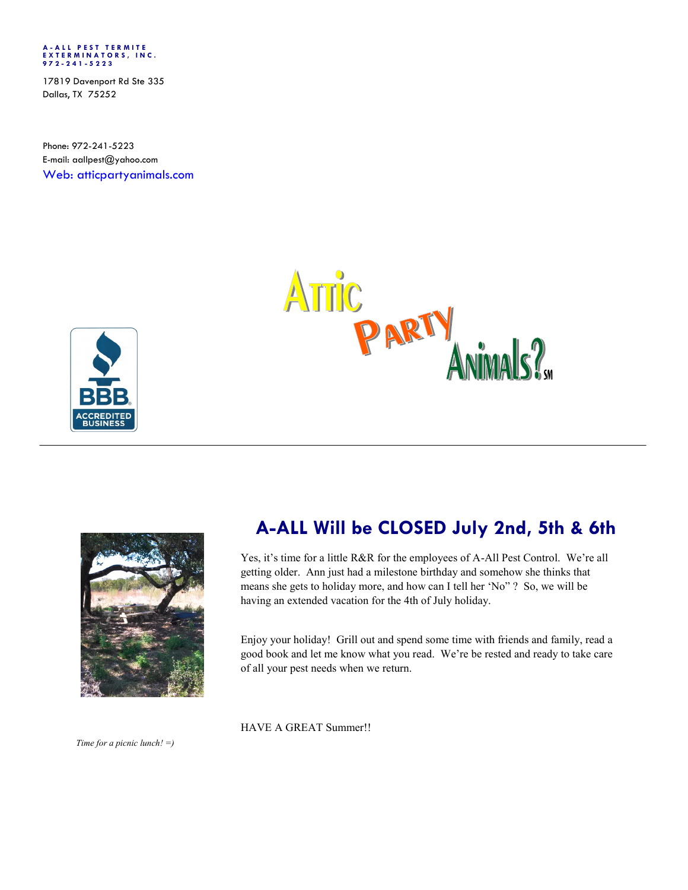**A-ALL PEST TERMITE EXTERMINATORS, INC.**
**972-241-5223**

17819 Davenport Rd Ste 335
Dallas, TX 75252

Phone: 972-241-5223
E-mail: aallpest@yahoo.com
Web: atticpartyanimals.com

Attic Party Animals?℠

BBB ACCREDITED BUSINESS

---

## A-ALL Will be CLOSED July 2nd, 5th & 6th

Yes, it's time for a little R&R for the employees of A-All Pest Control. We're all getting older. Ann just had a milestone birthday and somehow she thinks that means she gets to holiday more, and how can I tell her 'No" ? So, we will be having an extended vacation for the 4th of July holiday.

Enjoy your holiday! Grill out and spend some time with friends and family, read a good book and let me know what you read. We're be rested and ready to take care of all your pest needs when we return.

HAVE A GREAT Summer!!

*Time for a picnic lunch! =)*